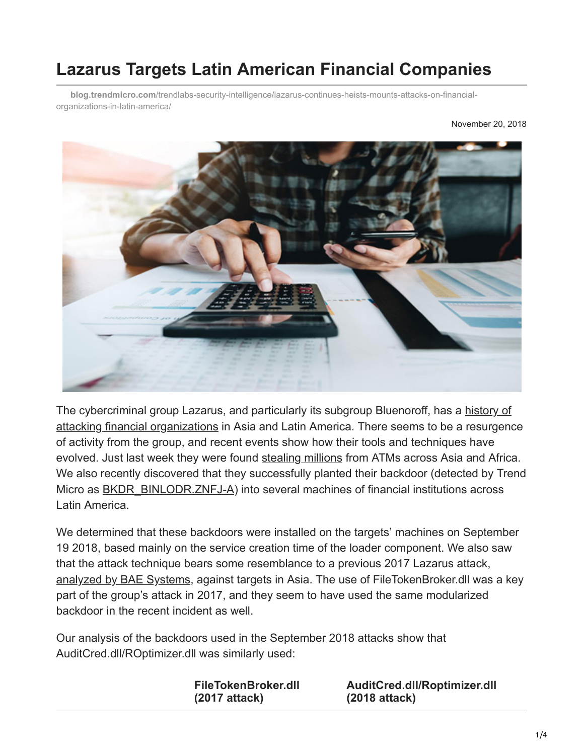# Lazarus Targets Latin American Financial Companies

blog.trendmicro.com/trendlabs-security-intelligence/lazarus-continues-heists-mounts-attacks-on-financial-organizations-in-latin-america/

November 20, 2018

The cybercriminal group Lazarus, and particularly its subgroup Bluenoroff, has a history of attacking financial organizations in Asia and Latin America. There seems to be a resurgence of activity from the group, and recent events show how their tools and techniques have evolved. Just last week they were found stealing millions from ATMs across Asia and Africa. We also recently discovered that they successfully planted their backdoor (detected by Trend Micro as BKDR_BINLODR.ZNFJ-A) into several machines of financial institutions across Latin America.

We determined that these backdoors were installed on the targets' machines on September 19 2018, based mainly on the service creation time of the loader component. We also saw that the attack technique bears some resemblance to a previous 2017 Lazarus attack, analyzed by BAE Systems, against targets in Asia. The use of FileTokenBroker.dll was a key part of the group's attack in 2017, and they seem to have used the same modularized backdoor in the recent incident as well.

Our analysis of the backdoors used in the September 2018 attacks show that AuditCred.dll/ROptimizer.dll was similarly used:

| | FileTokenBroker.dll (2017 attack) | AuditCred.dll/Roptimizer.dll (2018 attack) |
|---|---|---|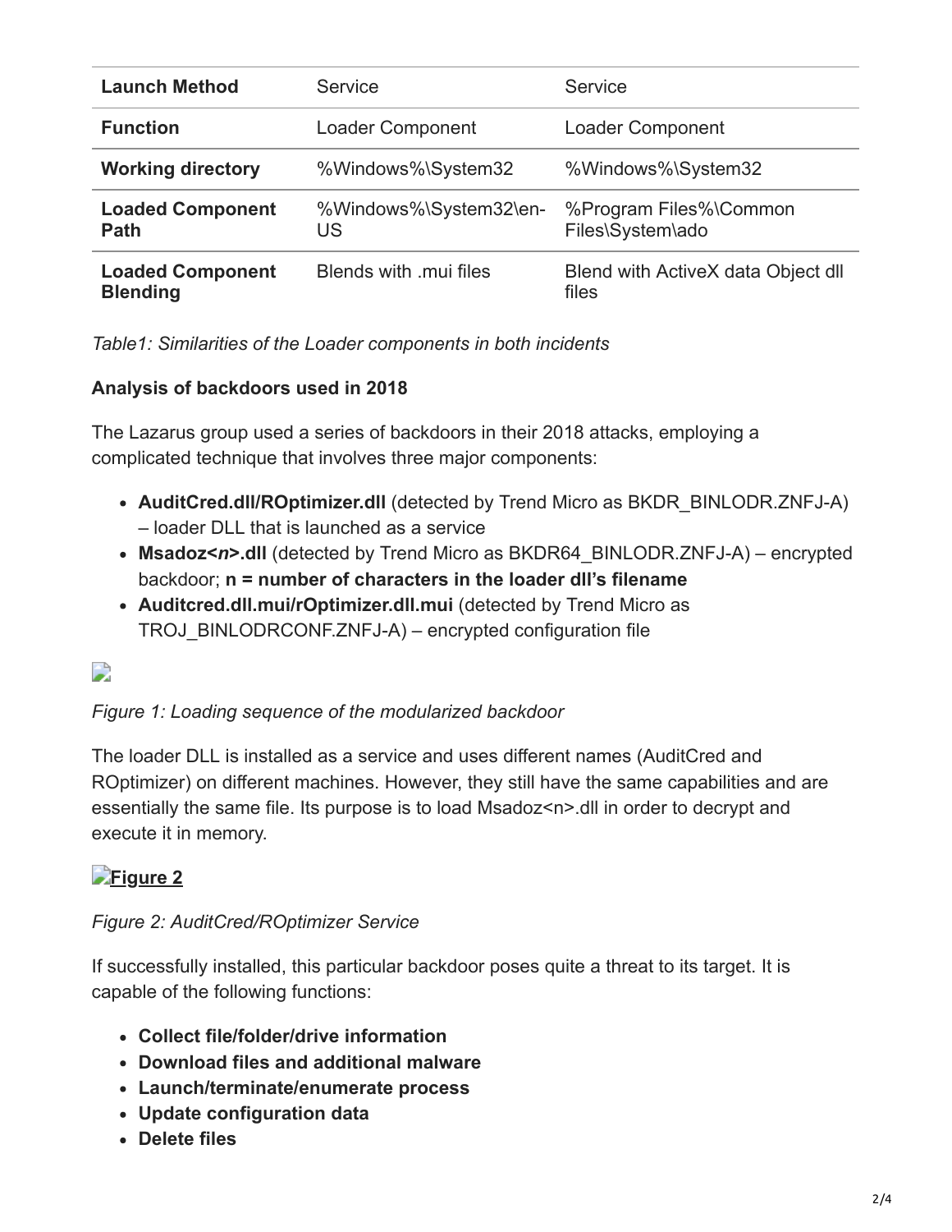| Launch Method | Service | Service |
|---|---|---|
| **Function** | Loader Component | Loader Component |
| **Working directory** | %Windows%\System32 | %Windows%\System32 |
| **Loaded Component Path** | %Windows%\System32\en-US | %Program Files%\Common Files\System\ado |
| **Loaded Component Blending** | Blends with .mui files | Blend with ActiveX data Object dll files |

*Table1: Similarities of the Loader components in both incidents*

**Analysis of backdoors used in 2018**

The Lazarus group used a series of backdoors in their 2018 attacks, employing a complicated technique that involves three major components:

- **AuditCred.dll/ROptimizer.dll** (detected by Trend Micro as BKDR_BINLODR.ZNFJ-A) – loader DLL that is launched as a service
- **Msadoz<*n*>.dll** (detected by Trend Micro as BKDR64_BINLODR.ZNFJ-A) – encrypted backdoor; **n = number of characters in the loader dll's filename**
- **Auditcred.dll.mui/rOptimizer.dll.mui** (detected by Trend Micro as TROJ_BINLODRCONF.ZNFJ-A) – encrypted configuration file

*Figure 1: Loading sequence of the modularized backdoor*

The loader DLL is installed as a service and uses different names (AuditCred and ROptimizer) on different machines. However, they still have the same capabilities and are essentially the same file. Its purpose is to load Msadoz<n>.dll in order to decrypt and execute it in memory.

**Figure 2**

*Figure 2: AuditCred/ROptimizer Service*

If successfully installed, this particular backdoor poses quite a threat to its target. It is capable of the following functions:

- **Collect file/folder/drive information**
- **Download files and additional malware**
- **Launch/terminate/enumerate process**
- **Update configuration data**
- **Delete files**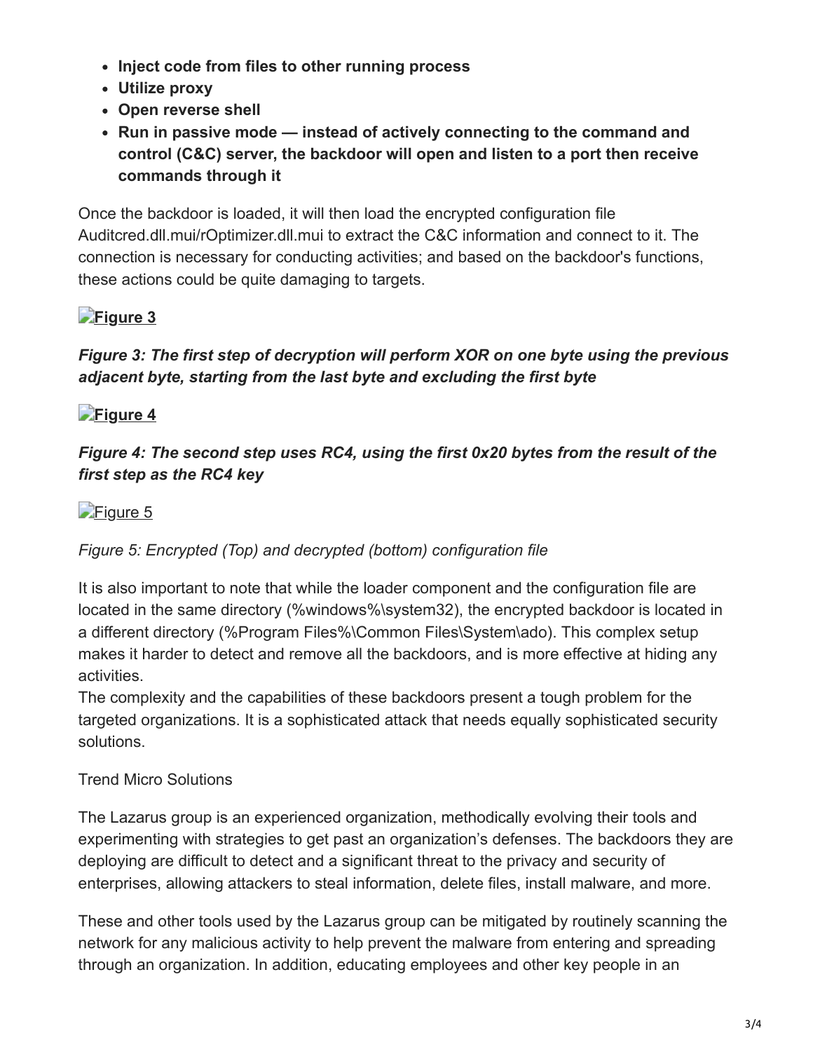- **Inject code from files to other running process**
- **Utilize proxy**
- **Open reverse shell**
- **Run in passive mode — instead of actively connecting to the command and control (C&C) server, the backdoor will open and listen to a port then receive commands through it**

Once the backdoor is loaded, it will then load the encrypted configuration file Auditcred.dll.mui/rOptimizer.dll.mui to extract the C&C information and connect to it. The connection is necessary for conducting activities; and based on the backdoor's functions, these actions could be quite damaging to targets.

**Figure 3**

***Figure 3: The first step of decryption will perform XOR on one byte using the previous adjacent byte, starting from the last byte and excluding the first byte***

**Figure 4**

***Figure 4: The second step uses RC4, using the first 0x20 bytes from the result of the first step as the RC4 key***

Figure 5

*Figure 5: Encrypted (Top) and decrypted (bottom) configuration file*

It is also important to note that while the loader component and the configuration file are located in the same directory (%windows%\system32), the encrypted backdoor is located in a different directory (%Program Files%\Common Files\System\ado). This complex setup makes it harder to detect and remove all the backdoors, and is more effective at hiding any activities.
The complexity and the capabilities of these backdoors present a tough problem for the targeted organizations. It is a sophisticated attack that needs equally sophisticated security solutions.

Trend Micro Solutions

The Lazarus group is an experienced organization, methodically evolving their tools and experimenting with strategies to get past an organization's defenses. The backdoors they are deploying are difficult to detect and a significant threat to the privacy and security of enterprises, allowing attackers to steal information, delete files, install malware, and more.

These and other tools used by the Lazarus group can be mitigated by routinely scanning the network for any malicious activity to help prevent the malware from entering and spreading through an organization. In addition, educating employees and other key people in an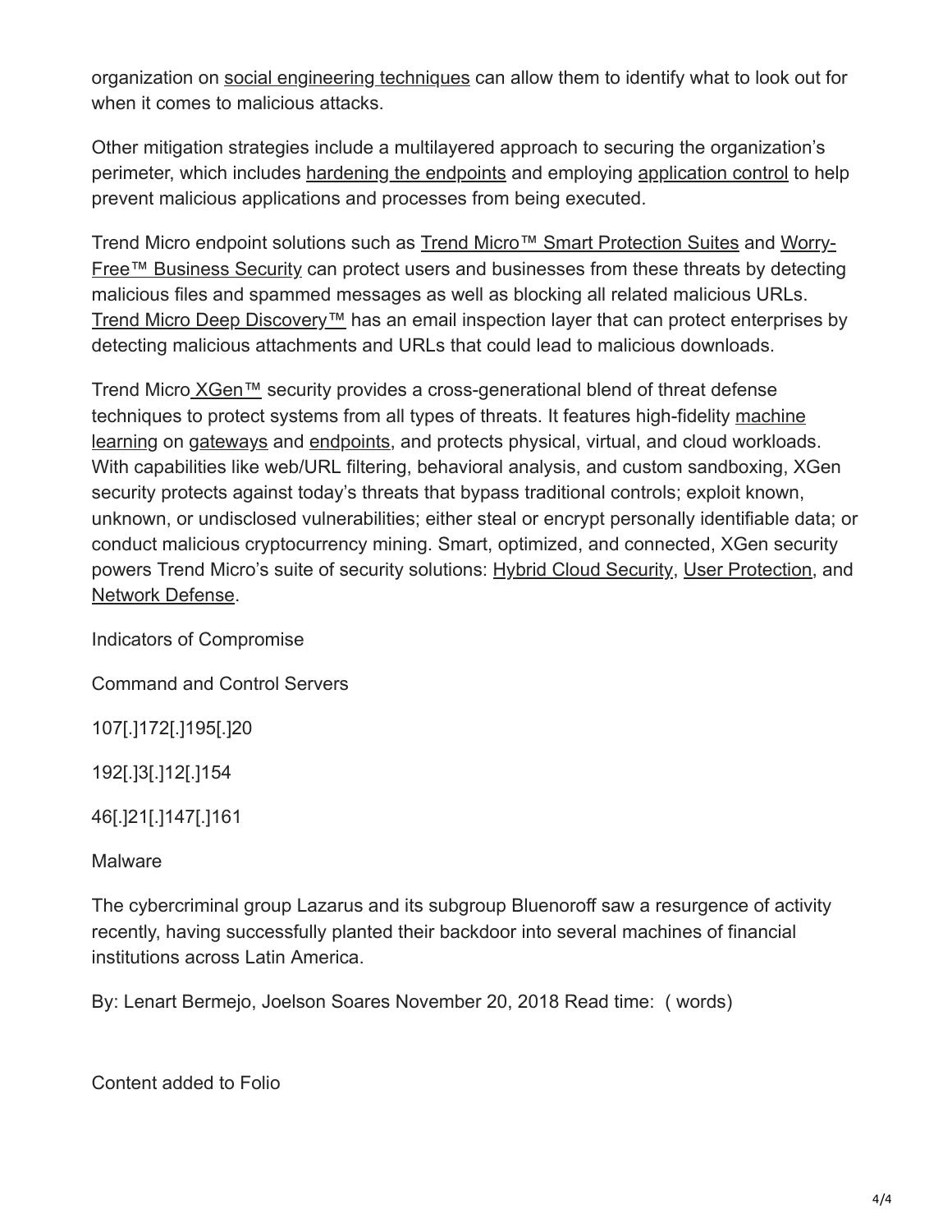organization on social engineering techniques can allow them to identify what to look out for when it comes to malicious attacks.

Other mitigation strategies include a multilayered approach to securing the organization's perimeter, which includes hardening the endpoints and employing application control to help prevent malicious applications and processes from being executed.

Trend Micro endpoint solutions such as Trend Micro™ Smart Protection Suites and Worry-Free™ Business Security can protect users and businesses from these threats by detecting malicious files and spammed messages as well as blocking all related malicious URLs. Trend Micro Deep Discovery™ has an email inspection layer that can protect enterprises by detecting malicious attachments and URLs that could lead to malicious downloads.

Trend Micro XGen™ security provides a cross-generational blend of threat defense techniques to protect systems from all types of threats. It features high-fidelity machine learning on gateways and endpoints, and protects physical, virtual, and cloud workloads. With capabilities like web/URL filtering, behavioral analysis, and custom sandboxing, XGen security protects against today's threats that bypass traditional controls; exploit known, unknown, or undisclosed vulnerabilities; either steal or encrypt personally identifiable data; or conduct malicious cryptocurrency mining. Smart, optimized, and connected, XGen security powers Trend Micro's suite of security solutions: Hybrid Cloud Security, User Protection, and Network Defense.

## Indicators of Compromise

### Command and Control Servers

107[.]172[.]195[.]20

192[.]3[.]12[.]154

46[.]21[.]147[.]161

Malware

The cybercriminal group Lazarus and its subgroup Bluenoroff saw a resurgence of activity recently, having successfully planted their backdoor into several machines of financial institutions across Latin America.

By: Lenart Bermejo, Joelson Soares November 20, 2018 Read time: ( words)

Content added to Folio